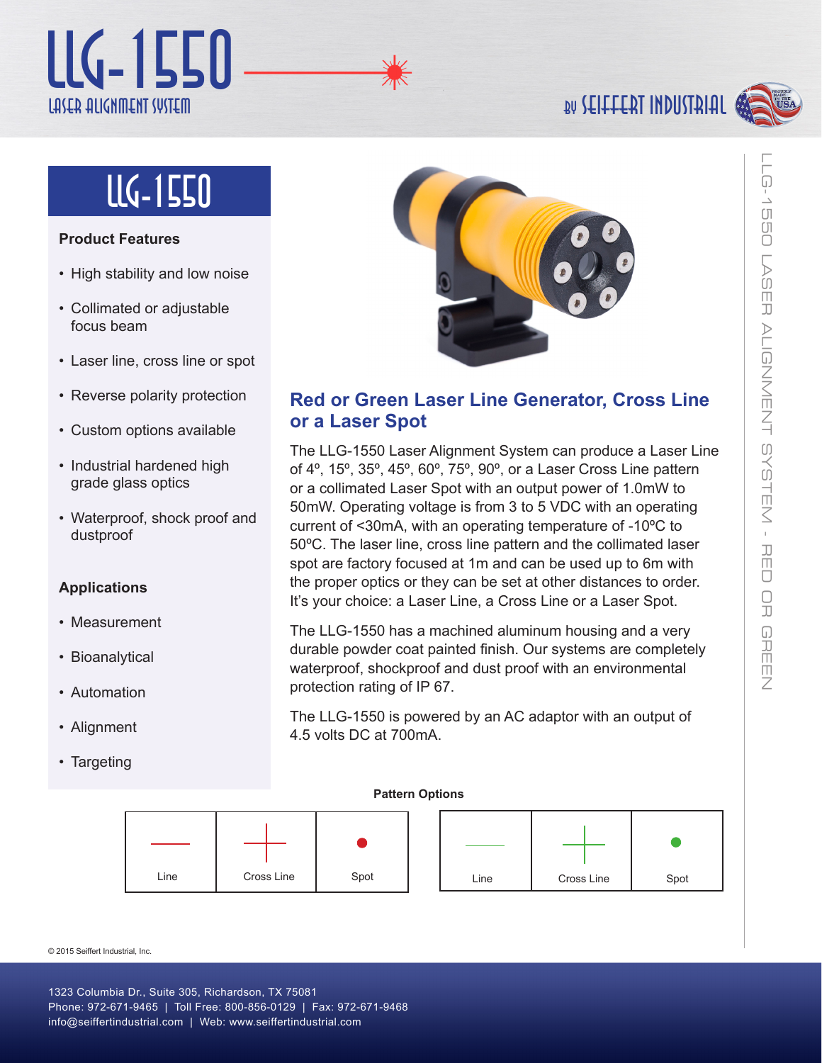# LLG-1550

LASER ALIGNMENT SYSTEM

BY SEIFFERT INDUSTRIAL

## LLG-1550

### Product Features

- High stability and low noise
- Collimated or adjustable focus beam
- Laser line, cross line or spot
- Reverse polarity protection
- Custom options available
- Industrial hardened high grade glass optics
- Waterproof, shock proof and dustproof

### Applications

- Measurement
- Bioanalytical
- Automation
- Alignment
- Targeting

## Red or Green Laser Line Generator, Cross Line or a Laser Spot

The LLG-1550 Laser Alignment System can produce a Laser Line of 4º, 15º, 35º, 45º, 60º, 75º, 90º, or a Laser Cross Line pattern or a collimated Laser Spot with an output power of 1.0mW to 50mW. Operating voltage is from 3 to 5 VDC with an operating current of <30mA, with an operating temperature of -10ºC to 50ºC. The laser line, cross line pattern and the collimated laser spot are factory focused at 1m and can be used up to 6m with the proper optics or they can be set at other distances to order. It's your choice: a Laser Line, a Cross Line or a Laser Spot.

The LLG-1550 has a machined aluminum housing and a very durable powder coat painted finish. Our systems are completely waterproof, shockproof and dust proof with an environmental protection rating of IP 67.

The LLG-1550 is powered by an AC adaptor with an output of 4.5 volts DC at 700mA.

**Pattern Options**

| Line | Cross Line | Spot |
|---|---|---|

| Line | Cross Line | Spot |
|---|---|---|

© 2015 Seiffert Industrial, Inc.

1323 Columbia Dr., Suite 305, Richardson, TX 75081
Phone: 972-671-9465 | Toll Free: 800-856-0129 | Fax: 972-671-9468
info@seiffertindustrial.com | Web: www.seiffertindustrial.com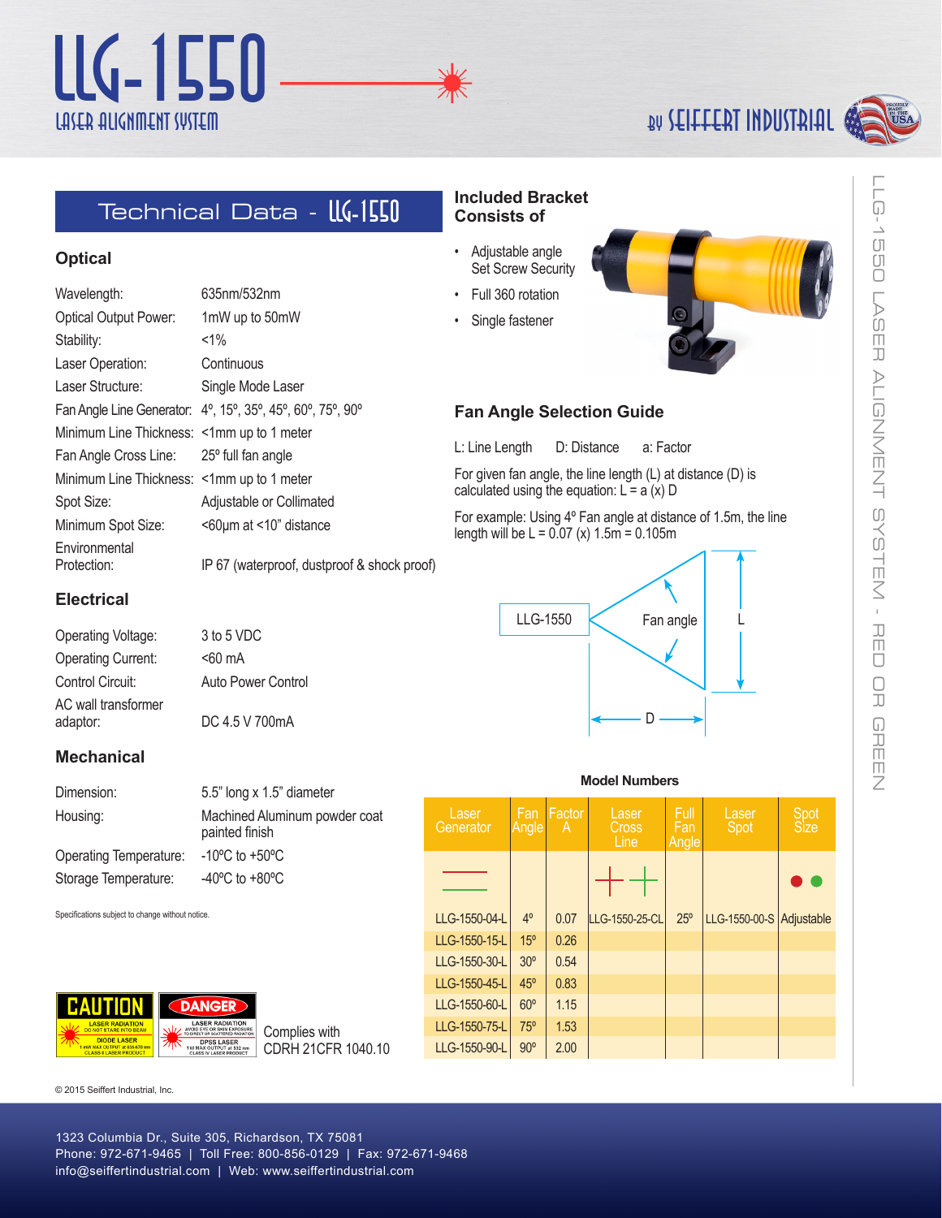# LLG-1550

LASER ALIGNMENT SYSTEM

BY SEIFFERT INDUSTRIAL

## Technical Data - LLG-1550

### Optical

| | |
|---|---|
| Wavelength: | 635nm/532nm |
| Optical Output Power: | 1mW up to 50mW |
| Stability: | <1% |
| Laser Operation: | Continuous |
| Laser Structure: | Single Mode Laser |
| Fan Angle Line Generator: | 4º, 15º, 35º, 45º, 60º, 75º, 90º |
| Minimum Line Thickness: | <1mm up to 1 meter |
| Fan Angle Cross Line: | 25º full fan angle |
| Minimum Line Thickness: | <1mm up to 1 meter |
| Spot Size: | Adjustable or Collimated |
| Minimum Spot Size: | <60µm at <10" distance |
| Environmental Protection: | IP 67 (waterproof, dustproof & shock proof) |

### Electrical

| | |
|---|---|
| Operating Voltage: | 3 to 5 VDC |
| Operating Current: | <60 mA |
| Control Circuit: | Auto Power Control |
| AC wall transformer adaptor: | DC 4.5 V 700mA |

### Mechanical

| | |
|---|---|
| Dimension: | 5.5" long x 1.5" diameter |
| Housing: | Machined Aluminum powder coat painted finish |
| Operating Temperature: | -10ºC to +50ºC |
| Storage Temperature: | -40ºC to +80ºC |

Specifications subject to change without notice.

### Included Bracket Consists of

- Adjustable angle Set Screw Security
- Full 360 rotation
- Single fastener

### Fan Angle Selection Guide

L: Line Length D: Distance a: Factor

For given fan angle, the line length (L) at distance (D) is calculated using the equation: $L = a \times D$

For example: Using 4º Fan angle at distance of 1.5m, the line length will be $L = 0.07 \times 1.5\text{m} = 0.105\text{m}$

LLG-1550
Fan angle
L
D

### Model Numbers

| Laser Generator | Fan Angle | Factor A | Laser Cross Line | Full Fan Angle | Laser Spot | Spot Size |
|---|---|---|---|---|---|---|
| LLG-1550-04-L | 4º | 0.07 | LLG-1550-25-CL | 25º | LLG-1550-00-S | Adjustable |
| LLG-1550-15-L | 15º | 0.26 | | | | |
| LLG-1550-30-L | 30º | 0.54 | | | | |
| LLG-1550-45-L | 45º | 0.83 | | | | |
| LLG-1550-60-L | 60º | 1.15 | | | | |
| LLG-1550-75-L | 75º | 1.53 | | | | |
| LLG-1550-90-L | 90º | 2.00 | | | | |

CAUTION — LASER RADIATION DO NOT STARE INTO BEAM — DIODE LASER — CLASS II LASER PRODUCT

DANGER — LASER RADIATION AVOID EYE OR SKIN EXPOSURE TO DIRECT OR SCATTERED RADIATION — DPSS LASER — CLASS IV LASER PRODUCT

Complies with CDRH 21CFR 1040.10

© 2015 Seiffert Industrial, Inc.

1323 Columbia Dr., Suite 305, Richardson, TX 75081
Phone: 972-671-9465 | Toll Free: 800-856-0129 | Fax: 972-671-9468
info@seiffertindustrial.com | Web: www.seiffertindustrial.com